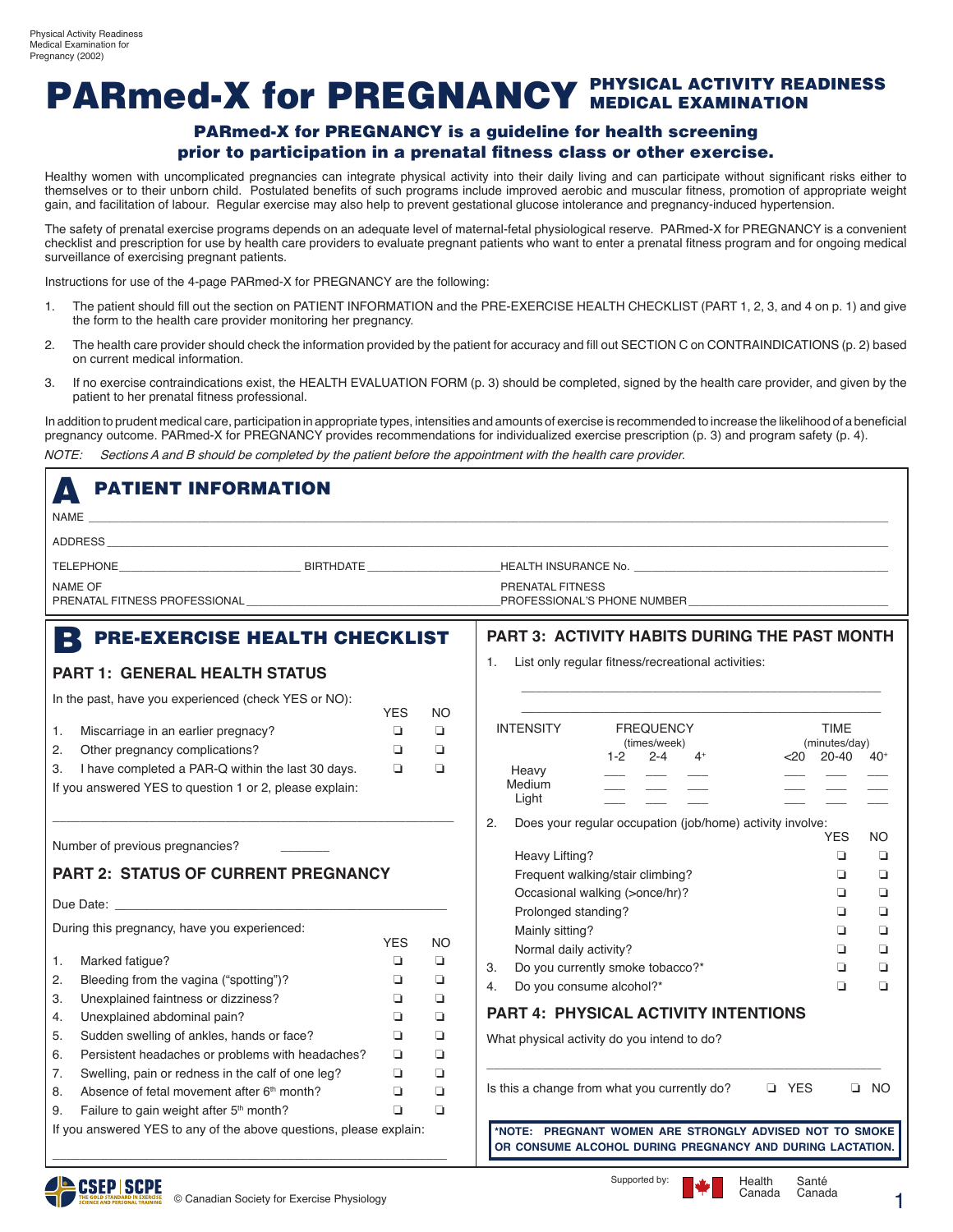# PARmed-X for PREGNANCY PHYSICAL ACTIVITY READINESS MEDICAL EXAMINATION

## PARmed-X for PREGNANCY is a guideline for health screening prior to participation in a prenatal fitness class or other exercise.

Healthy women with uncomplicated pregnancies can integrate physical activity into their daily living and can participate without significant risks either to themselves or to their unborn child. Postulated benefits of such programs include improved aerobic and muscular fitness, promotion of appropriate weight gain, and facilitation of labour. Regular exercise may also help to prevent gestational glucose intolerance and pregnancy-induced hypertension.

The safety of prenatal exercise programs depends on an adequate level of maternal-fetal physiological reserve. PARmed-X for PREGNANCY is a convenient checklist and prescription for use by health care providers to evaluate pregnant patients who want to enter a prenatal fitness program and for ongoing medical surveillance of exercising pregnant patients.

Instructions for use of the 4-page PARmed-X for PREGNANCY are the following:

1. The patient should fill out the section on PATIENT INFORMATION and the PRE-EXERCISE HEALTH CHECKLIST (PART 1, 2, 3, and 4 on p. 1) and give the form to the health care provider monitoring her pregnancy.
2. The health care provider should check the information provided by the patient for accuracy and fill out SECTION C on CONTRAINDICATIONS (p. 2) based on current medical information.
3. If no exercise contraindications exist, the HEALTH EVALUATION FORM (p. 3) should be completed, signed by the health care provider, and given by the patient to her prenatal fitness professional.

In addition to prudent medical care, participation in appropriate types, intensities and amounts of exercise is recommended to increase the likelihood of a beneficial pregnancy outcome. PARmed-X for PREGNANCY provides recommendations for individualized exercise prescription (p. 3) and program safety (p. 4).

*NOTE: Sections A and B should be completed by the patient before the appointment with the health care provider.*

## A PATIENT INFORMATION

NAME ______________________________

ADDRESS ______________________________

TELEPHONE ______________ BIRTHDATE ______________ HEALTH INSURANCE No. ______________

NAME OF PRENATAL FITNESS PROFESSIONAL ______________ PRENATAL FITNESS PROFESSIONAL'S PHONE NUMBER ______________

## B PRE-EXERCISE HEALTH CHECKLIST

### PART 1: GENERAL HEALTH STATUS

In the past, have you experienced (check YES or NO):

| | | YES | NO |
|---|---|---|---|
| 1. | Miscarriage in an earlier pregnancy? | ❑ | ❑ |
| 2. | Other pregnancy complications? | ❑ | ❑ |
| 3. | I have completed a PAR-Q within the last 30 days. | ❑ | ❑ |

If you answered YES to question 1 or 2, please explain:

______________________________

Number of previous pregnancies? _______

### PART 2: STATUS OF CURRENT PREGNANCY

Due Date: ______________________________

During this pregnancy, have you experienced:

| | | YES | NO |
|---|---|---|---|
| 1. | Marked fatigue? | ❑ | ❑ |
| 2. | Bleeding from the vagina ("spotting")? | ❑ | ❑ |
| 3. | Unexplained faintness or dizziness? | ❑ | ❑ |
| 4. | Unexplained abdominal pain? | ❑ | ❑ |
| 5. | Sudden swelling of ankles, hands or face? | ❑ | ❑ |
| 6. | Persistent headaches or problems with headaches? | ❑ | ❑ |
| 7. | Swelling, pain or redness in the calf of one leg? | ❑ | ❑ |
| 8. | Absence of fetal movement after 6th month? | ❑ | ❑ |
| 9. | Failure to gain weight after 5th month? | ❑ | ❑ |

If you answered YES to any of the above questions, please explain:

______________________________

### PART 3: ACTIVITY HABITS DURING THE PAST MONTH

1. List only regular fitness/recreational activities:

______________________________

______________________________

| INTENSITY | FREQUENCY (times/week) 1-2 | 2-4 | 4+ | TIME (minutes/day) <20 | 20-40 | 40+ |
|---|---|---|---|---|---|---|
| Heavy | ___ | ___ | ___ | ___ | ___ | ___ |
| Medium | ___ | ___ | ___ | ___ | ___ | ___ |
| Light | ___ | ___ | ___ | ___ | ___ | ___ |

2. Does your regular occupation (job/home) activity involve:

| | | YES | NO |
|---|---|---|---|
| | Heavy Lifting? | ❑ | ❑ |
| | Frequent walking/stair climbing? | ❑ | ❑ |
| | Occasional walking (>once/hr)? | ❑ | ❑ |
| | Prolonged standing? | ❑ | ❑ |
| | Mainly sitting? | ❑ | ❑ |
| | Normal daily activity? | ❑ | ❑ |
| 3. | Do you currently smoke tobacco?* | ❑ | ❑ |
| 4. | Do you consume alcohol?* | ❑ | ❑ |

### PART 4: PHYSICAL ACTIVITY INTENTIONS

What physical activity do you intend to do?

______________________________

Is this a change from what you currently do? ❑ YES ❑ NO

**\*NOTE: PREGNANT WOMEN ARE STRONGLY ADVISED NOT TO SMOKE OR CONSUME ALCOHOL DURING PREGNANCY AND DURING LACTATION.**

© Canadian Society for Exercise Physiology

Supported by: Health Canada Santé Canada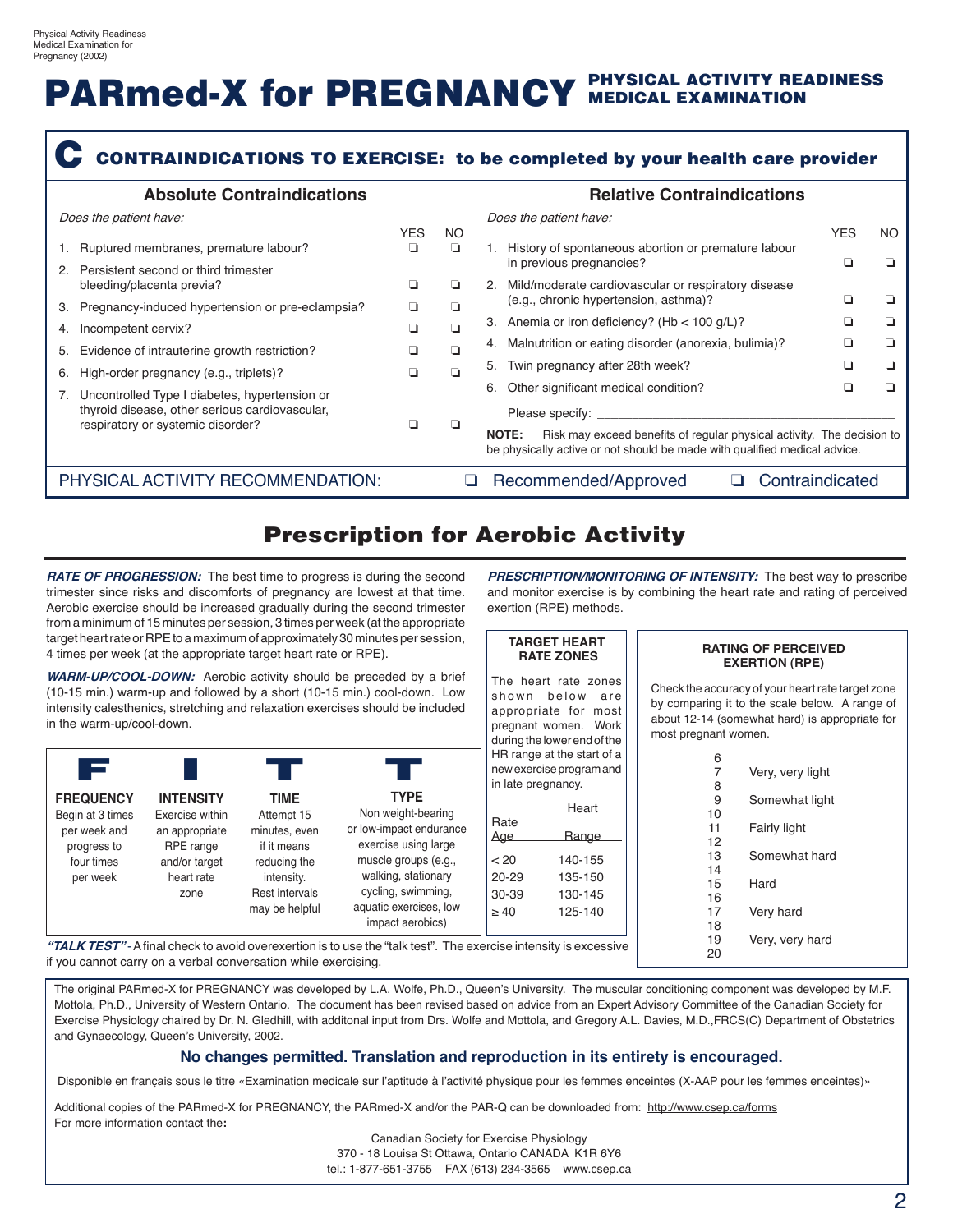Physical Activity Readiness Medical Examination for Pregnancy (2002)

# PARmed-X for PREGNANCY PHYSICAL ACTIVITY READINESS MEDICAL EXAMINATION

## C CONTRAINDICATIONS TO EXERCISE: to be completed by your health care provider

### Absolute Contraindications

*Does the patient have:*

| | YES | NO |
|---|---|---|
| 1. Ruptured membranes, premature labour? | ❑ | ❑ |
| 2. Persistent second or third trimester bleeding/placenta previa? | ❑ | ❑ |
| 3. Pregnancy-induced hypertension or pre-eclampsia? | ❑ | ❑ |
| 4. Incompetent cervix? | ❑ | ❑ |
| 5. Evidence of intrauterine growth restriction? | ❑ | ❑ |
| 6. High-order pregnancy (e.g., triplets)? | ❑ | ❑ |
| 7. Uncontrolled Type I diabetes, hypertension or thyroid disease, other serious cardiovascular, respiratory or systemic disorder? | ❑ | ❑ |

### Relative Contraindications

*Does the patient have:*

| | YES | NO |
|---|---|---|
| 1. History of spontaneous abortion or premature labour in previous pregnancies? | ❑ | ❑ |
| 2. Mild/moderate cardiovascular or respiratory disease (e.g., chronic hypertension, asthma)? | ❑ | ❑ |
| 3. Anemia or iron deficiency? (Hb < 100 g/L)? | ❑ | ❑ |
| 4. Malnutrition or eating disorder (anorexia, bulimia)? | ❑ | ❑ |
| 5. Twin pregnancy after 28th week? | ❑ | ❑ |
| 6. Other significant medical condition? | ❑ | ❑ |

Please specify: ____________________________________________

**NOTE:** Risk may exceed benefits of regular physical activity. The decision to be physically active or not should be made with qualified medical advice.

PHYSICAL ACTIVITY RECOMMENDATION: ❑ Recommended/Approved ❑ Contraindicated

## Prescription for Aerobic Activity

***RATE OF PROGRESSION:*** The best time to progress is during the second trimester since risks and discomforts of pregnancy are lowest at that time. Aerobic exercise should be increased gradually during the second trimester from a minimum of 15 minutes per session, 3 times per week (at the appropriate target heart rate or RPE to a maximum of approximately 30 minutes per session, 4 times per week (at the appropriate target heart rate or RPE).

***WARM-UP/COOL-DOWN:*** Aerobic activity should be preceded by a brief (10-15 min.) warm-up and followed by a short (10-15 min.) cool-down. Low intensity calesthenics, stretching and relaxation exercises should be included in the warm-up/cool-down.

| F | I | T | T |
|---|---|---|---|
| **FREQUENCY** | **INTENSITY** | **TIME** | **TYPE** |
| Begin at 3 times per week and progress to four times per week | Exercise within an appropriate RPE range and/or target heart rate zone | Attempt 15 minutes, even if it means reducing the intensity. Rest intervals may be helpful | Non weight-bearing or low-impact endurance exercise using large muscle groups (e.g., walking, stationary cycling, swimming, aquatic exercises, low impact aerobics) |

***"TALK TEST"*** - A final check to avoid overexertion is to use the "talk test". The exercise intensity is excessive if you cannot carry on a verbal conversation while exercising.

***PRESCRIPTION/MONITORING OF INTENSITY:*** The best way to prescribe and monitor exercise is by combining the heart rate and rating of perceived exertion (RPE) methods.

### TARGET HEART RATE ZONES

The heart rate zones shown below are appropriate for most pregnant women. Work during the lower end of the HR range at the start of a new exercise program and in late pregnancy.

| Age | Heart Rate Range |
|---|---|
| < 20 | 140-155 |
| 20-29 | 135-150 |
| 30-39 | 130-145 |
| ≥ 40 | 125-140 |

### RATING OF PERCEIVED EXERTION (RPE)

Check the accuracy of your heart rate target zone by comparing it to the scale below. A range of about 12-14 (somewhat hard) is appropriate for most pregnant women.

| | |
|---|---|
| 6 | |
| 7 | Very, very light |
| 8 | |
| 9 | Somewhat light |
| 10 | |
| 11 | Fairly light |
| 12 | |
| 13 | Somewhat hard |
| 14 | |
| 15 | Hard |
| 16 | |
| 17 | Very hard |
| 18 | |
| 19 | Very, very hard |
| 20 | |

The original PARmed-X for PREGNANCY was developed by L.A. Wolfe, Ph.D., Queen's University. The muscular conditioning component was developed by M.F. Mottola, Ph.D., University of Western Ontario. The document has been revised based on advice from an Expert Advisory Committee of the Canadian Society for Exercise Physiology chaired by Dr. N. Gledhill, with additonal input from Drs. Wolfe and Mottola, and Gregory A.L. Davies, M.D.,FRCS(C) Department of Obstetrics and Gynaecology, Queen's University, 2002.

**No changes permitted. Translation and reproduction in its entirety is encouraged.**

Disponible en français sous le titre «Examination medicale sur l'aptitude à l'activité physique pour les femmes enceintes (X-AAP pour les femmes enceintes)»

Additional copies of the PARmed-X for PREGNANCY, the PARmed-X and/or the PAR-Q can be downloaded from: http://www.csep.ca/forms
For more information contact the:

Canadian Society for Exercise Physiology
370 - 18 Louisa St Ottawa, Ontario CANADA K1R 6Y6
tel.: 1-877-651-3755 FAX (613) 234-3565 www.csep.ca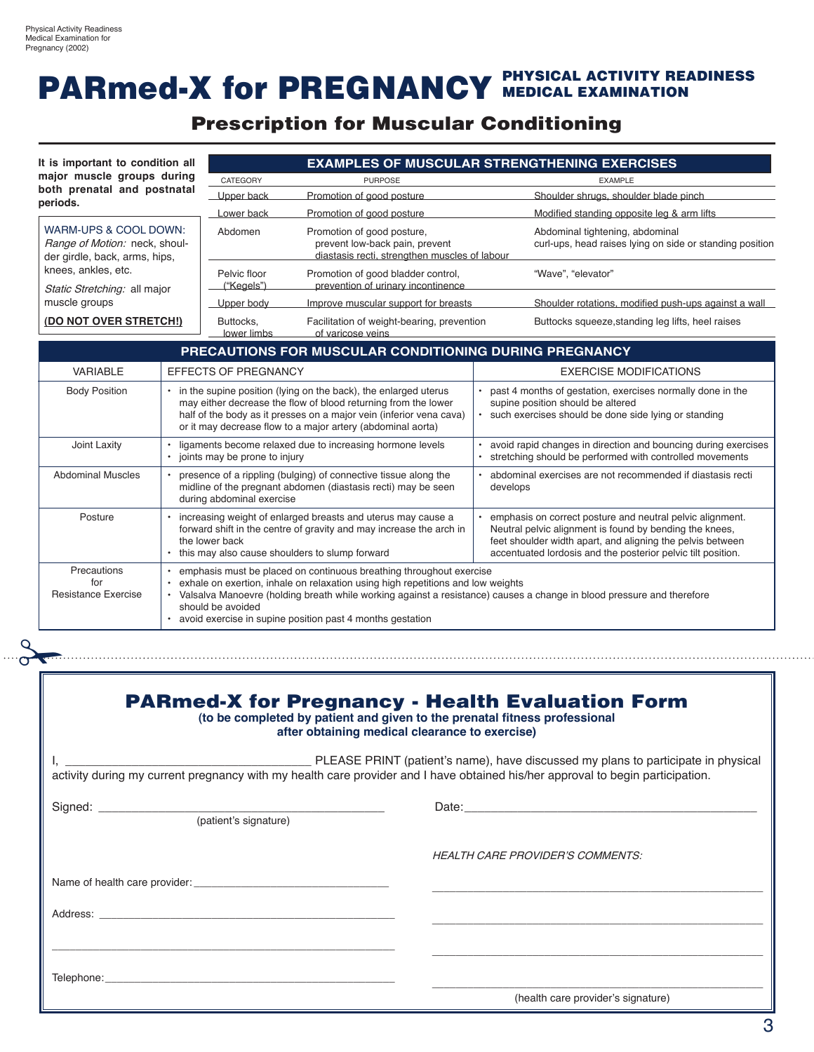# PARmed-X for PREGNANCY PHYSICAL ACTIVITY READINESS MEDICAL EXAMINATION

## Prescription for Muscular Conditioning

**It is important to condition all major muscle groups during both prenatal and postnatal periods.**

WARM-UPS & COOL DOWN:
*Range of Motion:* neck, shoulder girdle, back, arms, hips, knees, ankles, etc.

*Static Stretching:* all major muscle groups

**(DO NOT OVER STRETCH!)**

### EXAMPLES OF MUSCULAR STRENGTHENING EXERCISES

| CATEGORY | PURPOSE | EXAMPLE |
|---|---|---|
| Upper back | Promotion of good posture | Shoulder shrugs, shoulder blade pinch |
| Lower back | Promotion of good posture | Modified standing opposite leg & arm lifts |
| Abdomen | Promotion of good posture, prevent low-back pain, prevent diastasis recti, strengthen muscles of labour | Abdominal tightening, abdominal curl-ups, head raises lying on side or standing position |
| Pelvic floor ("Kegels") | Promotion of good bladder control, prevention of urinary incontinence | "Wave", "elevator" |
| Upper body | Improve muscular support for breasts | Shoulder rotations, modified push-ups against a wall |
| Buttocks, lower limbs | Facilitation of weight-bearing, prevention of varicose veins | Buttocks squeeze, standing leg lifts, heel raises |

### PRECAUTIONS FOR MUSCULAR CONDITIONING DURING PREGNANCY

| VARIABLE | EFFECTS OF PREGNANCY | EXERCISE MODIFICATIONS |
|---|---|---|
| Body Position | • in the supine position (lying on the back), the enlarged uterus may either decrease the flow of blood returning from the lower half of the body as it presses on a major vein (inferior vena cava) or it may decrease flow to a major artery (abdominal aorta) | • past 4 months of gestation, exercises normally done in the supine position should be altered<br>• such exercises should be done side lying or standing |
| Joint Laxity | • ligaments become relaxed due to increasing hormone levels<br>• joints may be prone to injury | • avoid rapid changes in direction and bouncing during exercises<br>• stretching should be performed with controlled movements |
| Abdominal Muscles | • presence of a rippling (bulging) of connective tissue along the midline of the pregnant abdomen (diastasis recti) may be seen during abdominal exercise | • abdominal exercises are not recommended if diastasis recti develops |
| Posture | • increasing weight of enlarged breasts and uterus may cause a forward shift in the centre of gravity and may increase the arch in the lower back<br>• this may also cause shoulders to slump forward | • emphasis on correct posture and neutral pelvic alignment. Neutral pelvic alignment is found by bending the knees, feet shoulder width apart, and aligning the pelvis between accentuated lordosis and the posterior pelvic tilt position. |
| Precautions for Resistance Exercise | • emphasis must be placed on continuous breathing throughout exercise<br>• exhale on exertion, inhale on relaxation using high repetitions and low weights<br>• Valsalva Manoevre (holding breath while working against a resistance) causes a change in blood pressure and therefore should be avoided<br>• avoid exercise in supine position past 4 months gestation | |

---

## PARmed-X for Pregnancy - Health Evaluation Form

**(to be completed by patient and given to the prenatal fitness professional after obtaining medical clearance to exercise)**

I, ____________________________ PLEASE PRINT (patient's name), have discussed my plans to participate in physical activity during my current pregnancy with my health care provider and I have obtained his/her approval to begin participation.

Signed: ____________________________
(patient's signature)

Date: ____________________________

Name of health care provider: ____________________________

Address: ____________________________

____________________________

Telephone: ____________________________

*HEALTH CARE PROVIDER'S COMMENTS:*

____________________________

____________________________

____________________________

____________________________
(health care provider's signature)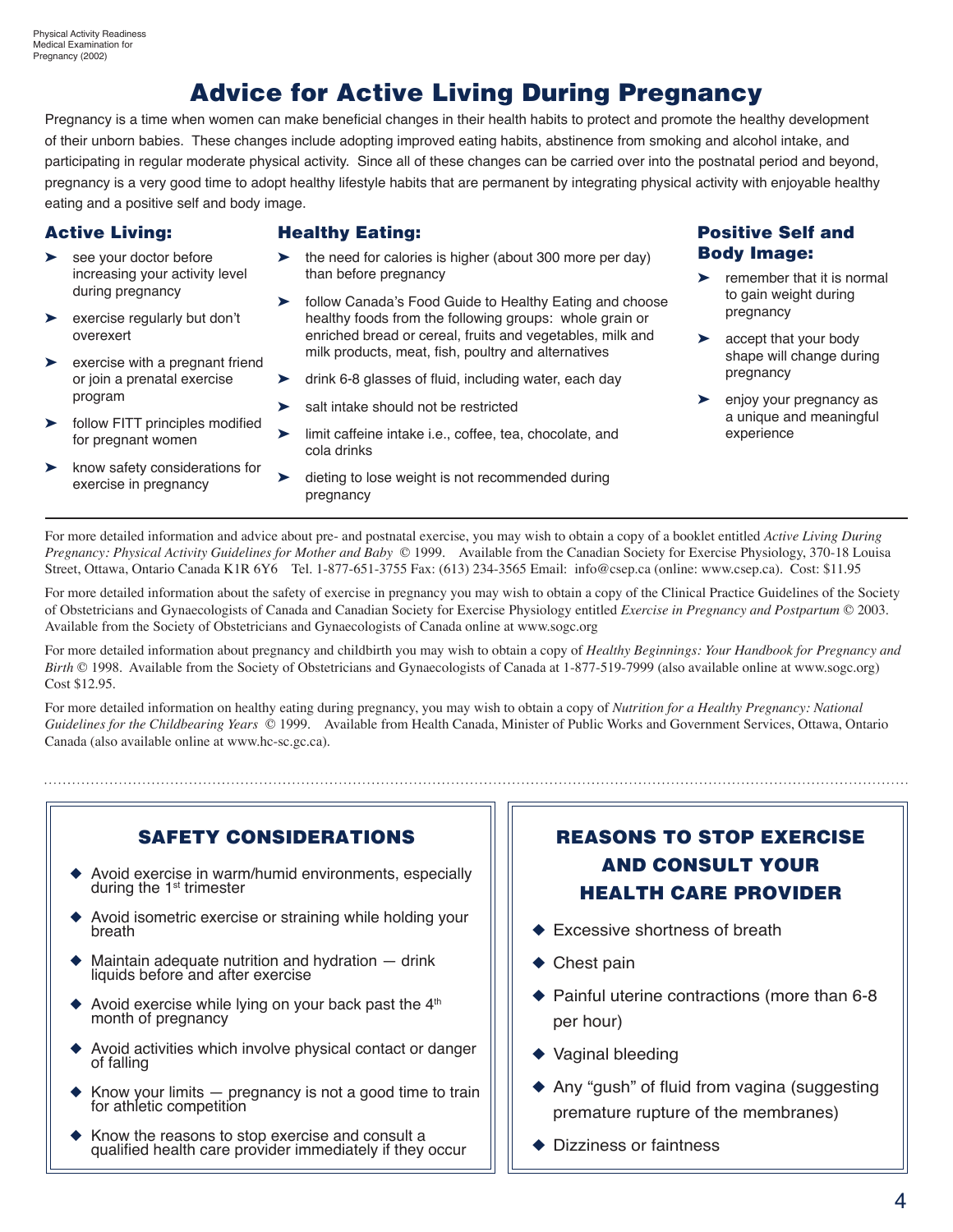# Advice for Active Living During Pregnancy

Pregnancy is a time when women can make beneficial changes in their health habits to protect and promote the healthy development of their unborn babies. These changes include adopting improved eating habits, abstinence from smoking and alcohol intake, and participating in regular moderate physical activity. Since all of these changes can be carried over into the postnatal period and beyond, pregnancy is a very good time to adopt healthy lifestyle habits that are permanent by integrating physical activity with enjoyable healthy eating and a positive self and body image.

## Active Living:

- see your doctor before increasing your activity level during pregnancy
- exercise regularly but don't overexert
- exercise with a pregnant friend or join a prenatal exercise program
- follow FITT principles modified for pregnant women
- know safety considerations for exercise in pregnancy

## Healthy Eating:

- the need for calories is higher (about 300 more per day) than before pregnancy
- follow Canada's Food Guide to Healthy Eating and choose healthy foods from the following groups: whole grain or enriched bread or cereal, fruits and vegetables, milk and milk products, meat, fish, poultry and alternatives
- drink 6-8 glasses of fluid, including water, each day
- salt intake should not be restricted
- limit caffeine intake i.e., coffee, tea, chocolate, and cola drinks
- dieting to lose weight is not recommended during pregnancy

## Positive Self and Body Image:

- remember that it is normal to gain weight during pregnancy
- accept that your body shape will change during pregnancy
- enjoy your pregnancy as a unique and meaningful experience

---

For more detailed information and advice about pre- and postnatal exercise, you may wish to obtain a copy of a booklet entitled *Active Living During Pregnancy: Physical Activity Guidelines for Mother and Baby* © 1999. Available from the Canadian Society for Exercise Physiology, 370-18 Louisa Street, Ottawa, Ontario Canada K1R 6Y6 Tel. 1-877-651-3755 Fax: (613) 234-3565 Email: info@csep.ca (online: www.csep.ca). Cost: $11.95

For more detailed information about the safety of exercise in pregnancy you may wish to obtain a copy of the Clinical Practice Guidelines of the Society of Obstetricians and Gynaecologists of Canada and Canadian Society for Exercise Physiology entitled *Exercise in Pregnancy and Postpartum* © 2003. Available from the Society of Obstetricians and Gynaecologists of Canada online at www.sogc.org

For more detailed information about pregnancy and childbirth you may wish to obtain a copy of *Healthy Beginnings: Your Handbook for Pregnancy and Birth* © 1998. Available from the Society of Obstetricians and Gynaecologists of Canada at 1-877-519-7999 (also available online at www.sogc.org) Cost $12.95.

For more detailed information on healthy eating during pregnancy, you may wish to obtain a copy of *Nutrition for a Healthy Pregnancy: National Guidelines for the Childbearing Years* © 1999. Available from Health Canada, Minister of Public Works and Government Services, Ottawa, Ontario Canada (also available online at www.hc-sc.gc.ca).

## SAFETY CONSIDERATIONS

- Avoid exercise in warm/humid environments, especially during the 1st trimester
- Avoid isometric exercise or straining while holding your breath
- Maintain adequate nutrition and hydration — drink liquids before and after exercise
- Avoid exercise while lying on your back past the 4th month of pregnancy
- Avoid activities which involve physical contact or danger of falling
- Know your limits — pregnancy is not a good time to train for athletic competition
- Know the reasons to stop exercise and consult a qualified health care provider immediately if they occur

## REASONS TO STOP EXERCISE AND CONSULT YOUR HEALTH CARE PROVIDER

- Excessive shortness of breath
- Chest pain
- Painful uterine contractions (more than 6-8 per hour)
- Vaginal bleeding
- Any "gush" of fluid from vagina (suggesting premature rupture of the membranes)
- Dizziness or faintness